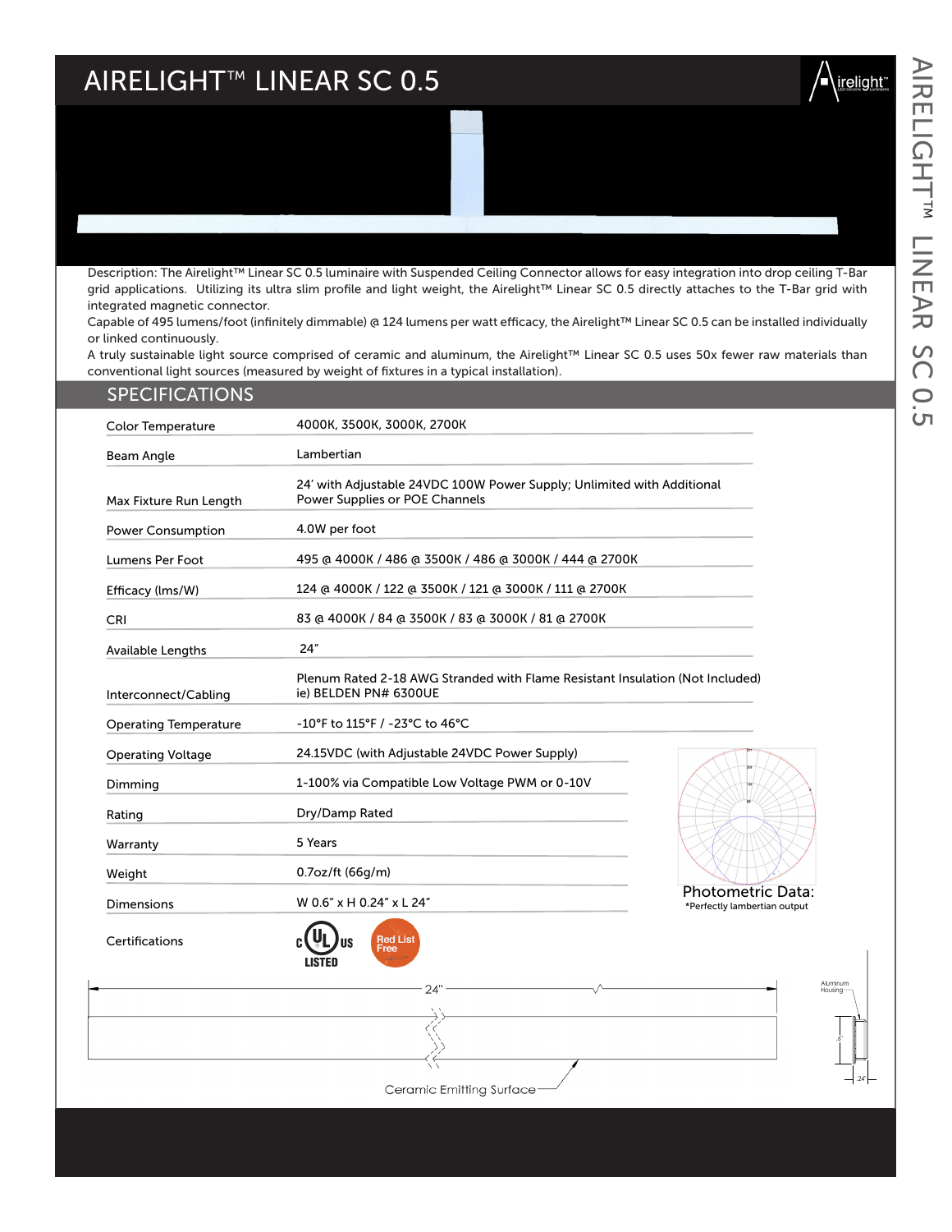# AIRELIGHT™ LINEAR SC 0.5

Description: The Airelight™ Linear SC 0.5 luminaire with Suspended Ceiling Connector allows for easy integration into drop ceiling T-Bar grid applications. Utilizing its ultra slim profile and light weight, the Airelight™ Linear SC 0.5 directly attaches to the T-Bar grid with integrated magnetic connector.

Capable of 495 lumens/foot (infinitely dimmable) @ 124 lumens per watt efficacy, the Airelight™ Linear SC 0.5 can be installed individually or linked continuously.

A truly sustainable light source comprised of ceramic and aluminum, the Airelight™ Linear SC 0.5 uses 50x fewer raw materials than conventional light sources (measured by weight of fixtures in a typical installation).

## SPECIFICATIONS

| | |
|---|---|
| Color Temperature | 4000K, 3500K, 3000K, 2700K |
| Beam Angle | Lambertian |
| Max Fixture Run Length | 24' with Adjustable 24VDC 100W Power Supply; Unlimited with Additional Power Supplies or POE Channels |
| Power Consumption | 4.0W per foot |
| Lumens Per Foot | 495 @ 4000K / 486 @ 3500K / 486 @ 3000K / 444 @ 2700K |
| Efficacy (lms/W) | 124 @ 4000K / 122 @ 3500K / 121 @ 3000K / 111 @ 2700K |
| CRI | 83 @ 4000K / 84 @ 3500K / 83 @ 3000K / 81 @ 2700K |
| Available Lengths | 24" |
| Interconnect/Cabling | Plenum Rated 2-18 AWG Stranded with Flame Resistant Insulation (Not Included) ie) BELDEN PN# 6300UE |
| Operating Temperature | -10°F to 115°F / -23°C to 46°C |
| Operating Voltage | 24.15VDC (with Adjustable 24VDC Power Supply) |
| Dimming | 1-100% via Compatible Low Voltage PWM or 0-10V |
| Rating | Dry/Damp Rated |
| Warranty | 5 Years |
| Weight | 0.7oz/ft (66g/m) |
| Dimensions | W 0.6" x H 0.24" x L 24" |
| Certifications | c UL us LISTED; Red List Free |

Photometric Data:
*Perfectly lambertian output

24"

Ceramic Emitting Surface

Aluminum Housing

.6"

.24"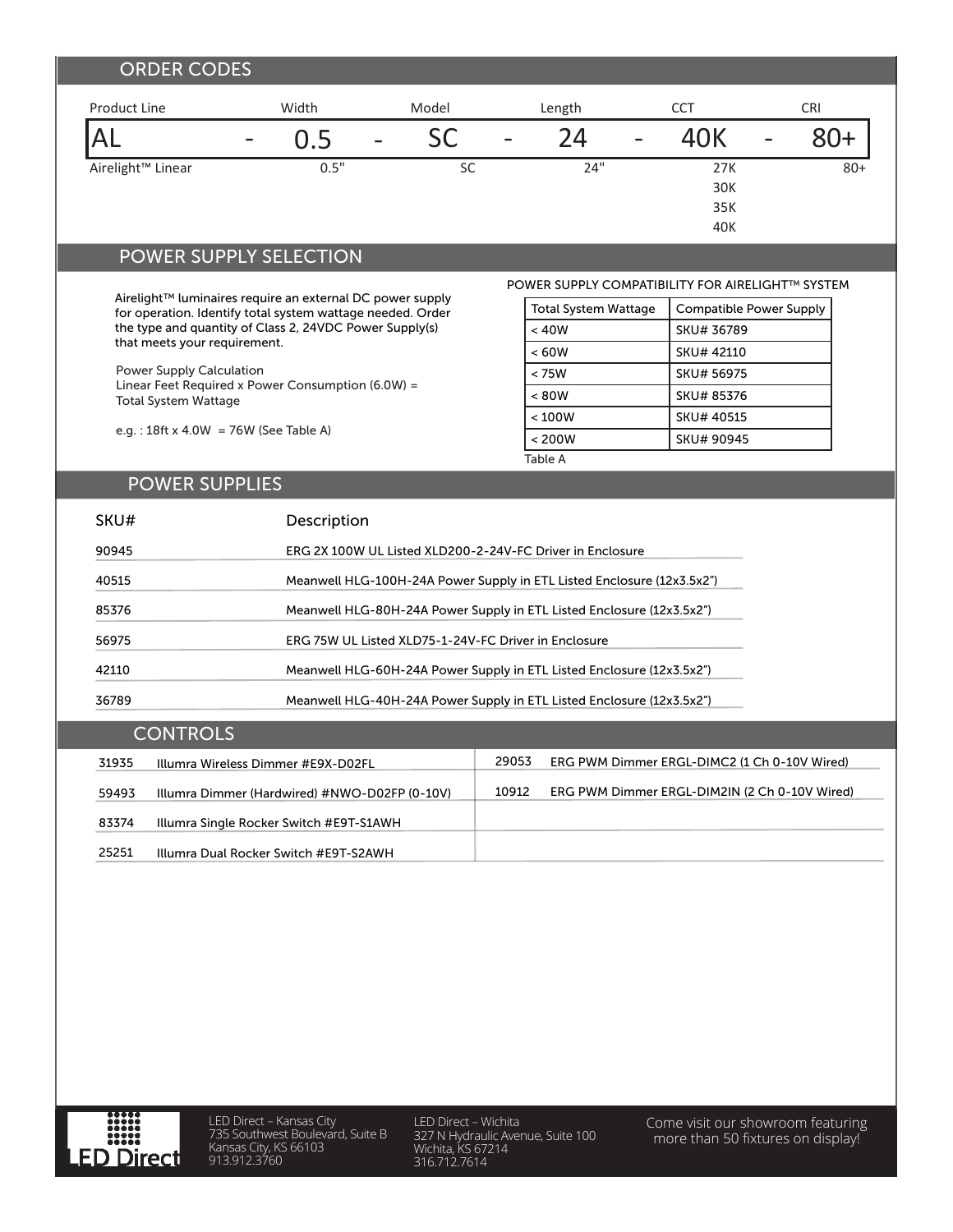## ORDER CODES

| Product Line | Width | Model | Length | CCT | CRI |
|---|---|---|---|---|---|
| AL | 0.5 | SC | 24 | 40K | 80+ |
| Airelight™ Linear | 0.5" | SC | 24" | 27K | 80+ |
| | | | | 30K | |
| | | | | 35K | |
| | | | | 40K | |

## POWER SUPPLY SELECTION

Airelight™ luminaires require an external DC power supply for operation. Identify total system wattage needed. Order the type and quantity of Class 2, 24VDC Power Supply(s) that meets your requirement.

Power Supply Calculation
Linear Feet Required x Power Consumption (6.0W) = Total System Wattage

e.g. : 18ft x 4.0W = 76W (See Table A)

POWER SUPPLY COMPATIBILITY FOR AIRELIGHT™ SYSTEM

| Total System Wattage | Compatible Power Supply |
|---|---|
| < 40W | SKU# 36789 |
| < 60W | SKU# 42110 |
| < 75W | SKU# 56975 |
| < 80W | SKU# 85376 |
| < 100W | SKU# 40515 |
| < 200W | SKU# 90945 |

Table A

## POWER SUPPLIES

| SKU# | Description |
|---|---|
| 90945 | ERG 2X 100W UL Listed XLD200-2-24V-FC Driver in Enclosure |
| 40515 | Meanwell HLG-100H-24A Power Supply in ETL Listed Enclosure (12x3.5x2") |
| 85376 | Meanwell HLG-80H-24A Power Supply in ETL Listed Enclosure (12x3.5x2") |
| 56975 | ERG 75W UL Listed XLD75-1-24V-FC Driver in Enclosure |
| 42110 | Meanwell HLG-60H-24A Power Supply in ETL Listed Enclosure (12x3.5x2") |
| 36789 | Meanwell HLG-40H-24A Power Supply in ETL Listed Enclosure (12x3.5x2") |

## CONTROLS

| | | | |
|---|---|---|---|
| 31935 | Illumra Wireless Dimmer #E9X-D02FL | 29053 | ERG PWM Dimmer ERGL-DIMC2 (1 Ch 0-10V Wired) |
| 59493 | Illumra Dimmer (Hardwired) #NWO-D02FP (0-10V) | 10912 | ERG PWM Dimmer ERGL-DIM2IN (2 Ch 0-10V Wired) |
| 83374 | Illumra Single Rocker Switch #E9T-S1AWH | | |
| 25251 | Illumra Dual Rocker Switch #E9T-S2AWH | | |

LED Direct

LED Direct – Kansas City
735 Southwest Boulevard, Suite B
Kansas City, KS 66103
913.912.3760

LED Direct – Wichita
327 N Hydraulic Avenue, Suite 100
Wichita, KS 67214
316.712.7614

Come visit our showroom featuring more than 50 fixtures on display!